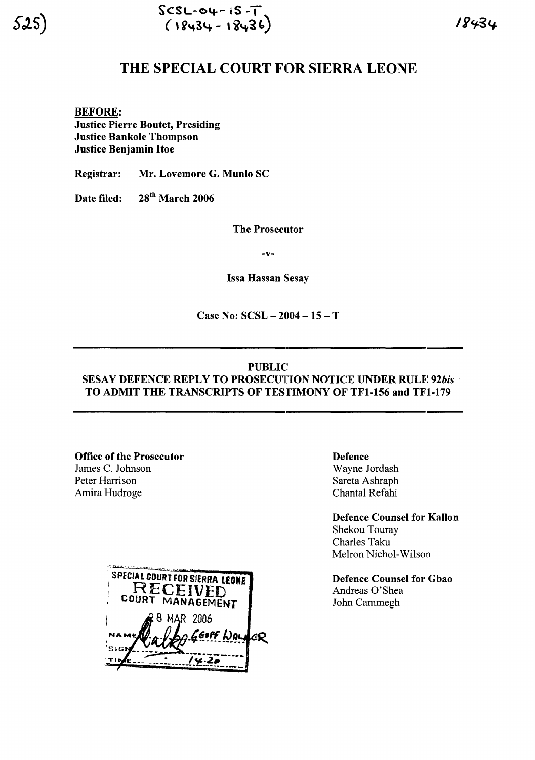SCSL-04-15-T
(18434 - 18436)

# THE SPECIAL COURT FOR SIERRA LEONE

**BEFORE:**
**Justice Pierre Boutet, Presiding**
**Justice Bankole Thompson**
**Justice Benjamin Itoe**

**Registrar:** **Mr. Lovemore G. Munlo SC**

**Date filed:** **28th March 2006**

**The Prosecutor**

**-v-**

**Issa Hassan Sesay**

**Case No: SCSL – 2004 – 15 – T**

---

**PUBLIC**
**SESAY DEFENCE REPLY TO PROSECUTION NOTICE UNDER RULE *92bis* TO ADMIT THE TRANSCRIPTS OF TESTIMONY OF TF1-156 and TF1-179**

---

**Office of the Prosecutor**
James C. Johnson
Peter Harrison
Amira Hudroge

**Defence**
Wayne Jordash
Sareta Ashraph
Chantal Refahi

**Defence Counsel for Kallon**
Shekou Touray
Charles Taku
Melron Nichol-Wilson

**Defence Counsel for Gbao**
Andreas O'Shea
John Cammegh

SPECIAL COURT FOR SIERRA LEONE
RECEIVED
COURT MANAGEMENT
28 MAR 2006
NAME GEOFF WALKER
SIGN
TIME 14:20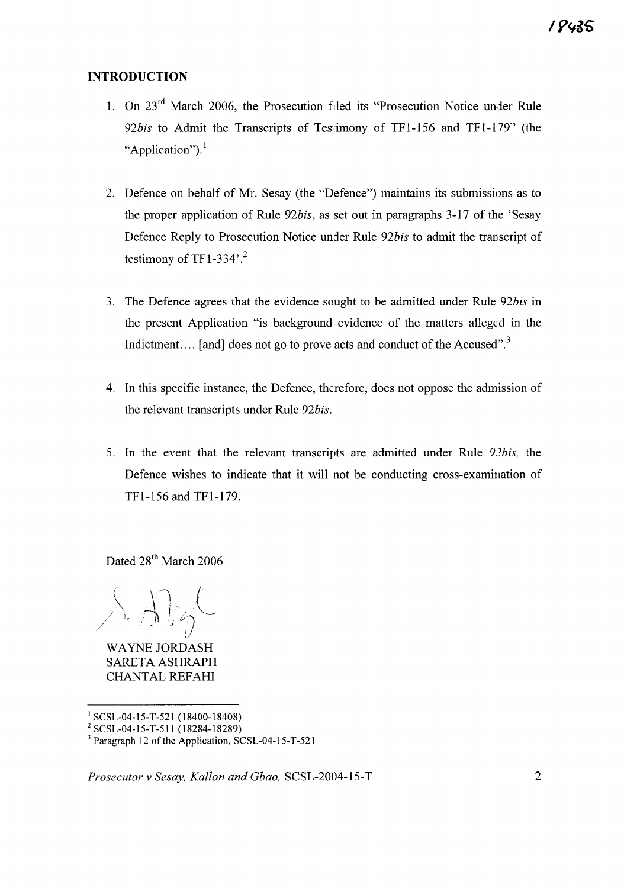## INTRODUCTION

1. On 23rd March 2006, the Prosecution filed its "Prosecution Notice under Rule 92*bis* to Admit the Transcripts of Testimony of TF1-156 and TF1-179" (the "Application").[1]

2. Defence on behalf of Mr. Sesay (the "Defence") maintains its submissions as to the proper application of Rule 92*bis*, as set out in paragraphs 3-17 of the 'Sesay Defence Reply to Prosecution Notice under Rule 92*bis* to admit the transcript of testimony of TF1-334'.[2]

3. The Defence agrees that the evidence sought to be admitted under Rule 92*bis* in the present Application "is background evidence of the matters alleged in the Indictment.... [and] does not go to prove acts and conduct of the Accused".[3]

4. In this specific instance, the Defence, therefore, does not oppose the admission of the relevant transcripts under Rule 92*bis*.

5. In the event that the relevant transcripts are admitted under Rule 92*bis*, the Defence wishes to indicate that it will not be conducting cross-examination of TF1-156 and TF1-179.

Dated 28th March 2006

WAYNE JORDASH
SARETA ASHRAPH
CHANTAL REFAHI

---

[1] SCSL-04-15-T-521 (18400-18408)

[2] SCSL-04-15-T-511 (18284-18289)

[3] Paragraph 12 of the Application, SCSL-04-15-T-521

*Prosecutor v Sesay, Kallon and Gbao*, SCSL-2004-15-T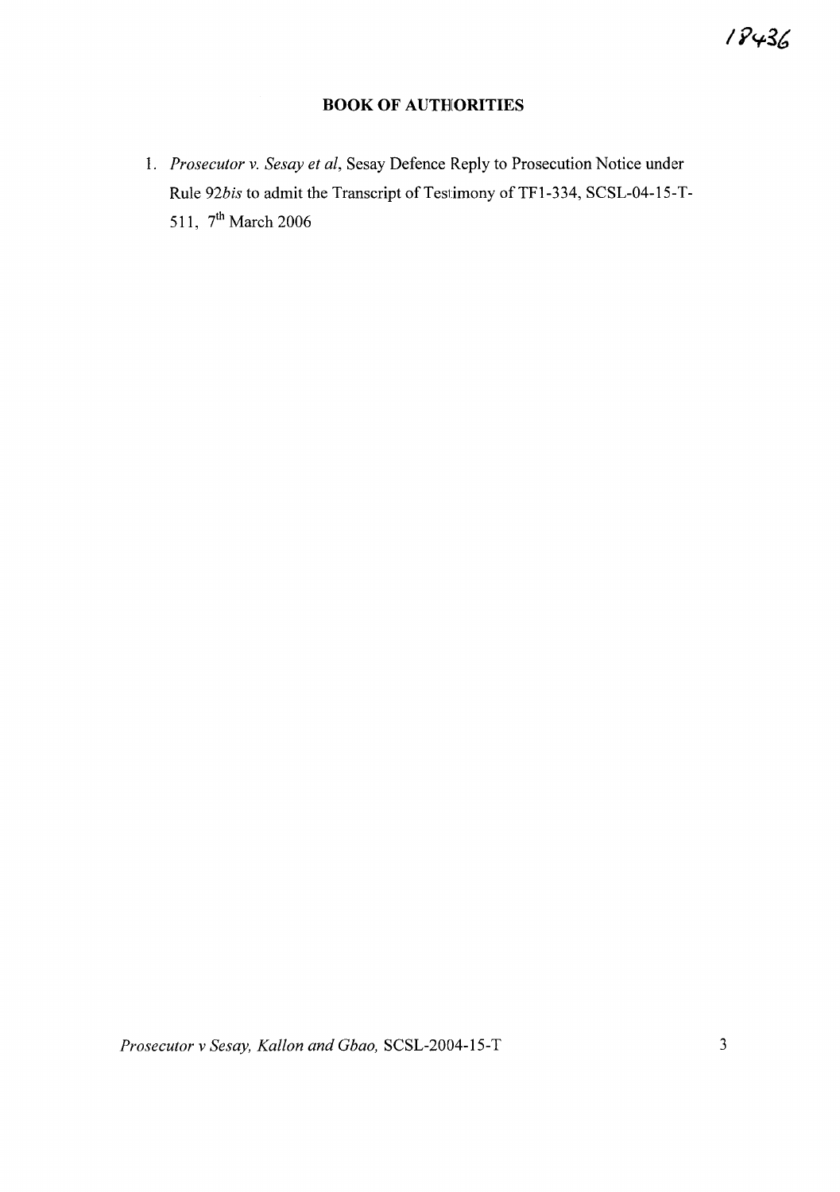**BOOK OF AUTHORITIES**

1. *Prosecutor v. Sesay et al*, Sesay Defence Reply to Prosecution Notice under Rule 92*bis* to admit the Transcript of Testimony of TF1-334, SCSL-04-15-T-511, 7th March 2006